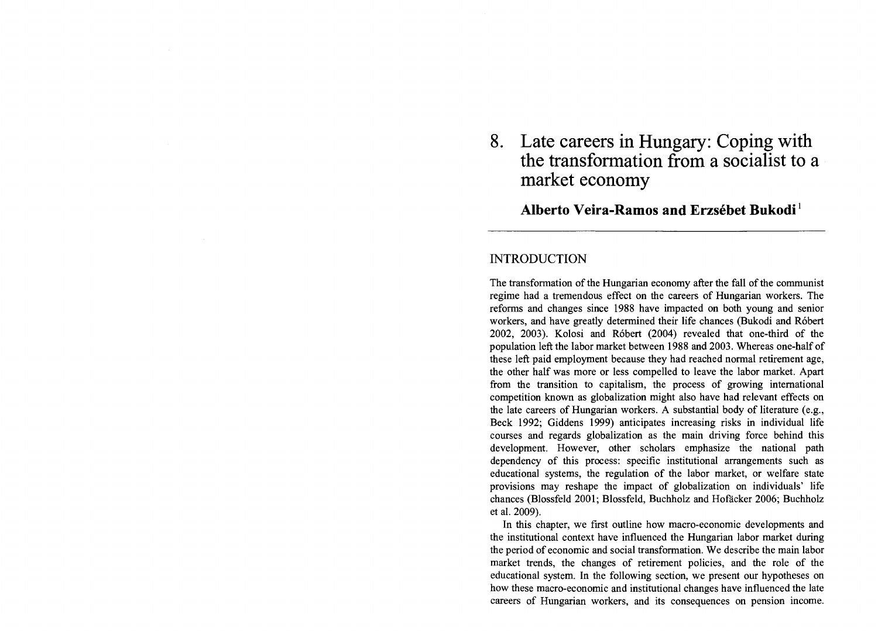# 8. Late careers in Hungary: Coping with the transformation from a socialist to a market economy

**Alberto Veira-Ramos and Erzsébet Bukodi**[1]

## INTRODUCTION

The transformation of the Hungarian economy after the fall of the communist regime had a tremendous effect on the careers of Hungarian workers. The reforms and changes since 1988 have impacted on both young and senior workers, and have greatly determined their life chances (Bukodi and Róbert 2002, 2003). Kolosi and Róbert (2004) revealed that one-third of the population left the labor market between 1988 and 2003. Whereas one-half of these left paid employment because they had reached normal retirement age, the other half was more or less compelled to leave the labor market. Apart from the transition to capitalism, the process of growing international competition known as globalization might also have had relevant effects on the late careers of Hungarian workers. A substantial body of literature (e.g., Beck 1992; Giddens 1999) anticipates increasing risks in individual life courses and regards globalization as the main driving force behind this development. However, other scholars emphasize the national path dependency of this process: specific institutional arrangements such as educational systems, the regulation of the labor market, or welfare state provisions may reshape the impact of globalization on individuals' life chances (Blossfeld 2001; Blossfeld, Buchholz and Hofäcker 2006; Buchholz et al. 2009).

In this chapter, we first outline how macro-economic developments and the institutional context have influenced the Hungarian labor market during the period of economic and social transformation. We describe the main labor market trends, the changes of retirement policies, and the role of the educational system. In the following section, we present our hypotheses on how these macro-economic and institutional changes have influenced the late careers of Hungarian workers, and its consequences on pension income.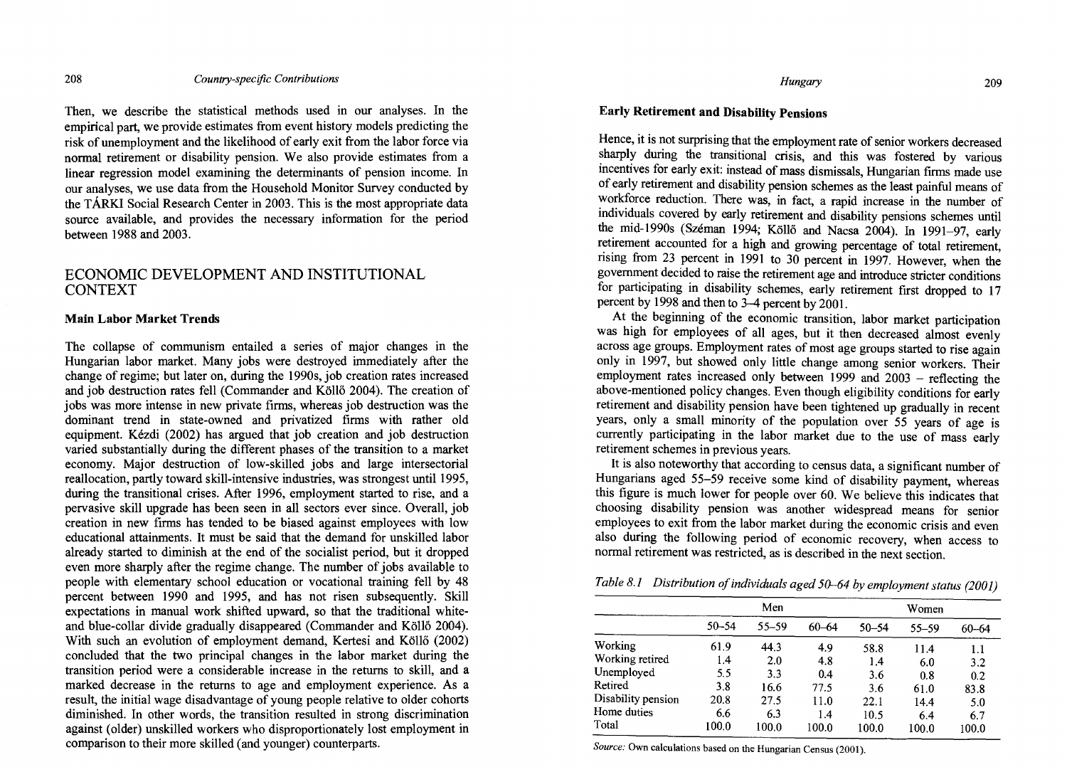Then, we describe the statistical methods used in our analyses. In the empirical part, we provide estimates from event history models predicting the risk of unemployment and the likelihood of early exit from the labor force via normal retirement or disability pension. We also provide estimates from a linear regression model examining the determinants of pension income. In our analyses, we use data from the Household Monitor Survey conducted by the TÁRKI Social Research Center in 2003. This is the most appropriate data source available, and provides the necessary information for the period between 1988 and 2003.

## ECONOMIC DEVELOPMENT AND INSTITUTIONAL CONTEXT

### Main Labor Market Trends

The collapse of communism entailed a series of major changes in the Hungarian labor market. Many jobs were destroyed immediately after the change of regime; but later on, during the 1990s, job creation rates increased and job destruction rates fell (Commander and Köllő 2004). The creation of jobs was more intense in new private firms, whereas job destruction was the dominant trend in state-owned and privatized firms with rather old equipment. Kézdi (2002) has argued that job creation and job destruction varied substantially during the different phases of the transition to a market economy. Major destruction of low-skilled jobs and large intersectoral reallocation, partly toward skill-intensive industries, was strongest until 1995, during the transitional crises. After 1996, employment started to rise, and a pervasive skill upgrade has been seen in all sectors ever since. Overall, job creation in new firms has tended to be biased against employees with low educational attainments. It must be said that the demand for unskilled labor already started to diminish at the end of the socialist period, but it dropped even more sharply after the regime change. The number of jobs available to people with elementary school education or vocational training fell by 48 percent between 1990 and 1995, and has not risen subsequently. Skill expectations in manual work shifted upward, so that the traditional white- and blue-collar divide gradually disappeared (Commander and Köllő 2004). With such an evolution of employment demand, Kertesi and Köllő (2002) concluded that the two principal changes in the labor market during the transition period were a considerable increase in the returns to skill, and a marked decrease in the returns to age and employment experience. As a result, the initial wage disadvantage of young people relative to older cohorts diminished. In other words, the transition resulted in strong discrimination against (older) unskilled workers who disproportionately lost employment in comparison to their more skilled (and younger) counterparts.

### Early Retirement and Disability Pensions

Hence, it is not surprising that the employment rate of senior workers decreased sharply during the transitional crisis, and this was fostered by various incentives for early exit: instead of mass dismissals, Hungarian firms made use of early retirement and disability pension schemes as the least painful means of workforce reduction. There was, in fact, a rapid increase in the number of individuals covered by early retirement and disability pensions schemes until the mid-1990s (Széman 1994; Köllő and Nacsa 2004). In 1991–97, early retirement accounted for a high and growing percentage of total retirement, rising from 23 percent in 1991 to 30 percent in 1997. However, when the government decided to raise the retirement age and introduce stricter conditions for participating in disability schemes, early retirement first dropped to 17 percent by 1998 and then to 3–4 percent by 2001.

At the beginning of the economic transition, labor market participation was high for employees of all ages, but it then decreased almost evenly across age groups. Employment rates of most age groups started to rise again only in 1997, but showed only little change among senior workers. Their employment rates increased only between 1999 and 2003 – reflecting the above-mentioned policy changes. Even though eligibility conditions for early retirement and disability pension have been tightened up gradually in recent years, only a small minority of the population over 55 years of age is currently participating in the labor market due to the use of mass early retirement schemes in previous years.

It is also noteworthy that according to census data, a significant number of Hungarians aged 55–59 receive some kind of disability payment, whereas this figure is much lower for people over 60. We believe this indicates that choosing disability pension was another widespread means for senior employees to exit from the labor market during the economic crisis and even also during the following period of economic recovery, when access to normal retirement was restricted, as is described in the next section.

*Table 8.1 Distribution of individuals aged 50–64 by employment status (2001)*

| | Men | | | Women | | |
|---|---|---|---|---|---|---|
| | 50–54 | 55–59 | 60–64 | 50–54 | 55–59 | 60–64 |
| Working | 61.9 | 44.3 | 4.9 | 58.8 | 11.4 | 1.1 |
| Working retired | 1.4 | 2.0 | 4.8 | 1.4 | 6.0 | 3.2 |
| Unemployed | 5.5 | 3.3 | 0.4 | 3.6 | 0.8 | 0.2 |
| Retired | 3.8 | 16.6 | 77.5 | 3.6 | 61.0 | 83.8 |
| Disability pension | 20.8 | 27.5 | 11.0 | 22.1 | 14.4 | 5.0 |
| Home duties | 6.6 | 6.3 | 1.4 | 10.5 | 6.4 | 6.7 |
| Total | 100.0 | 100.0 | 100.0 | 100.0 | 100.0 | 100.0 |

*Source:* Own calculations based on the Hungarian Census (2001).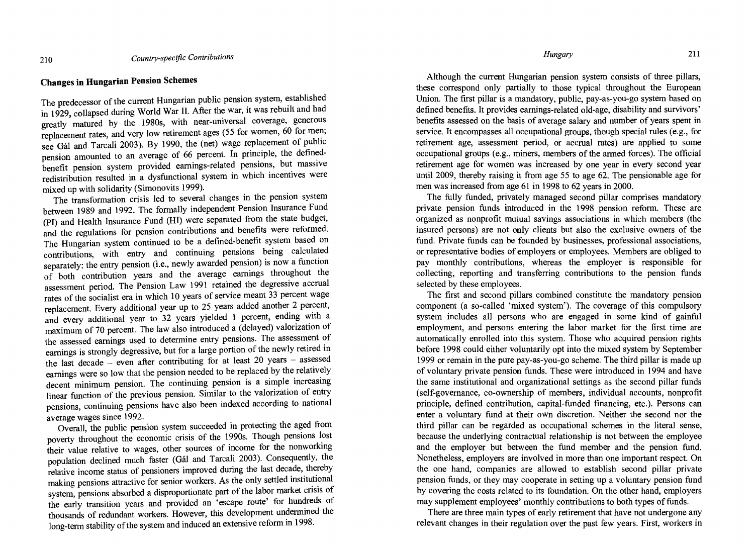## Changes in Hungarian Pension Schemes

The predecessor of the current Hungarian public pension system, established in 1929, collapsed during World War II. After the war, it was rebuilt and had greatly matured by the 1980s, with near-universal coverage, generous replacement rates, and very low retirement ages (55 for women, 60 for men; see Gál and Tarcali 2003). By 1990, the (net) wage replacement of public pension amounted to an average of 66 percent. In principle, the defined-benefit pension system provided earnings-related pensions, but massive redistribution resulted in a dysfunctional system in which incentives were mixed up with solidarity (Simonovits 1999).

The transformation crisis led to several changes in the pension system between 1989 and 1992. The formally independent Pension Insurance Fund (PI) and Health Insurance Fund (HI) were separated from the state budget, and the regulations for pension contributions and benefits were reformed. The Hungarian system continued to be a defined-benefit system based on contributions, with entry and continuing pensions being calculated separately: the entry pension (i.e., newly awarded pension) is now a function of both contribution years and the average earnings throughout the assessment period. The Pension Law 1991 retained the degressive accrual rates of the socialist era in which 10 years of service meant 33 percent wage replacement. Every additional year up to 25 years added another 2 percent, and every additional year to 32 years yielded 1 percent, ending with a maximum of 70 percent. The law also introduced a (delayed) valorization of the assessed earnings used to determine entry pensions. The assessment of earnings is strongly degressive, but for a large portion of the newly retired in the last decade – even after contributing for at least 20 years – assessed earnings were so low that the pension needed to be replaced by the relatively decent minimum pension. The continuing pension is a simple increasing linear function of the previous pension. Similar to the valorization of entry pensions, continuing pensions have also been indexed according to national average wages since 1992.

Overall, the public pension system succeeded in protecting the aged from poverty throughout the economic crisis of the 1990s. Though pensions lost their value relative to wages, other sources of income for the nonworking population declined much faster (Gál and Tarcali 2003). Consequently, the relative income status of pensioners improved during the last decade, thereby making pensions attractive for senior workers. As the only settled institutional system, pensions absorbed a disproportionate part of the labor market crisis of the early transition years and provided an 'escape route' for hundreds of thousands of redundant workers. However, this development undermined the long-term stability of the system and induced an extensive reform in 1998.

Although the current Hungarian pension system consists of three pillars, these correspond only partially to those typical throughout the European Union. The first pillar is a mandatory, public, pay-as-you-go system based on defined benefits. It provides earnings-related old-age, disability and survivors' benefits assessed on the basis of average salary and number of years spent in service. It encompasses all occupational groups, though special rules (e.g., for retirement age, assessment period, or accrual rates) are applied to some occupational groups (e.g., miners, members of the armed forces). The official retirement age for women was increased by one year in every second year until 2009, thereby raising it from age 55 to age 62. The pensionable age for men was increased from age 61 in 1998 to 62 years in 2000.

The fully funded, privately managed second pillar comprises mandatory private pension funds introduced in the 1998 pension reform. These are organized as nonprofit mutual savings associations in which members (the insured persons) are not only clients but also the exclusive owners of the fund. Private funds can be founded by businesses, professional associations, or representative bodies of employers or employees. Members are obliged to pay monthly contributions, whereas the employer is responsible for collecting, reporting and transferring contributions to the pension funds selected by these employees.

The first and second pillars combined constitute the mandatory pension component (a so-called 'mixed system'). The coverage of this compulsory system includes all persons who are engaged in some kind of gainful employment, and persons entering the labor market for the first time are automatically enrolled into this system. Those who acquired pension rights before 1998 could either voluntarily opt into the mixed system by September 1999 or remain in the pure pay-as-you-go scheme. The third pillar is made up of voluntary private pension funds. These were introduced in 1994 and have the same institutional and organizational settings as the second pillar funds (self-governance, co-ownership of members, individual accounts, nonprofit principle, defined contribution, capital-funded financing, etc.). Persons can enter a voluntary fund at their own discretion. Neither the second nor the third pillar can be regarded as occupational schemes in the literal sense, because the underlying contractual relationship is not between the employee and the employer but between the fund member and the pension fund. Nonetheless, employers are involved in more than one important respect. On the one hand, companies are allowed to establish second pillar private pension funds, or they may cooperate in setting up a voluntary pension fund by covering the costs related to its foundation. On the other hand, employers may supplement employees' monthly contributions to both types of funds.

There are three main types of early retirement that have not undergone any relevant changes in their regulation over the past few years. First, workers in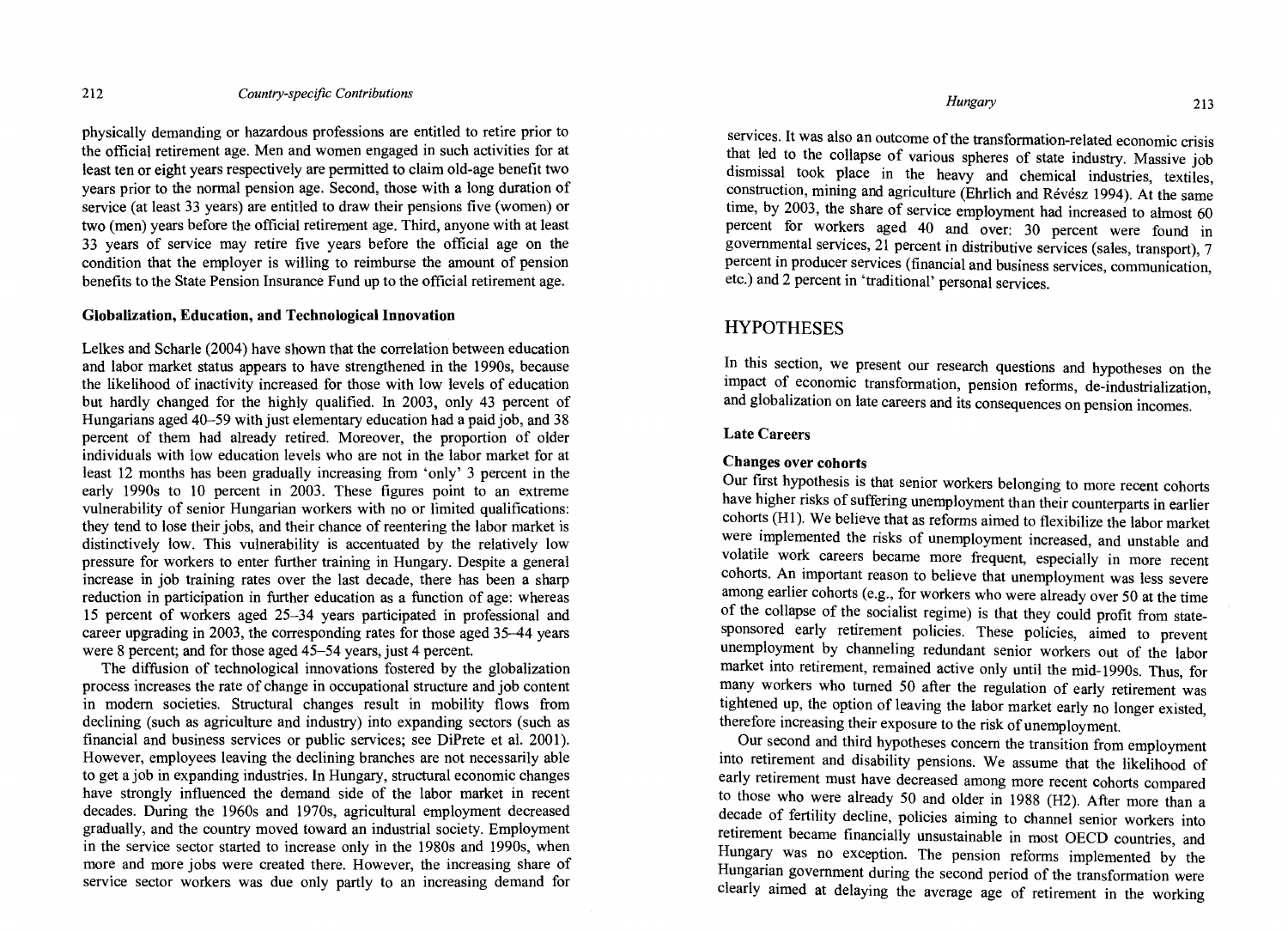physically demanding or hazardous professions are entitled to retire prior to the official retirement age. Men and women engaged in such activities for at least ten or eight years respectively are permitted to claim old-age benefit two years prior to the normal pension age. Second, those with a long duration of service (at least 33 years) are entitled to draw their pensions five (women) or two (men) years before the official retirement age. Third, anyone with at least 33 years of service may retire five years before the official age on the condition that the employer is willing to reimburse the amount of pension benefits to the State Pension Insurance Fund up to the official retirement age.

### Globalization, Education, and Technological Innovation

Lelkes and Scharle (2004) have shown that the correlation between education and labor market status appears to have strengthened in the 1990s, because the likelihood of inactivity increased for those with low levels of education but hardly changed for the highly qualified. In 2003, only 43 percent of Hungarians aged 40–59 with just elementary education had a paid job, and 38 percent of them had already retired. Moreover, the proportion of older individuals with low education levels who are not in the labor market for at least 12 months has been gradually increasing from 'only' 3 percent in the early 1990s to 10 percent in 2003. These figures point to an extreme vulnerability of senior Hungarian workers with no or limited qualifications: they tend to lose their jobs, and their chance of reentering the labor market is distinctively low. This vulnerability is accentuated by the relatively low pressure for workers to enter further training in Hungary. Despite a general increase in job training rates over the last decade, there has been a sharp reduction in participation in further education as a function of age: whereas 15 percent of workers aged 25–34 years participated in professional and career upgrading in 2003, the corresponding rates for those aged 35–44 years were 8 percent; and for those aged 45–54 years, just 4 percent.

The diffusion of technological innovations fostered by the globalization process increases the rate of change in occupational structure and job content in modern societies. Structural changes result in mobility flows from declining (such as agriculture and industry) into expanding sectors (such as financial and business services or public services; see DiPrete et al. 2001). However, employees leaving the declining branches are not necessarily able to get a job in expanding industries. In Hungary, structural economic changes have strongly influenced the demand side of the labor market in recent decades. During the 1960s and 1970s, agricultural employment decreased gradually, and the country moved toward an industrial society. Employment in the service sector started to increase only in the 1980s and 1990s, when more and more jobs were created there. However, the increasing share of service sector workers was due only partly to an increasing demand for services. It was also an outcome of the transformation-related economic crisis that led to the collapse of various spheres of state industry. Massive job dismissal took place in the heavy and chemical industries, textiles, construction, mining and agriculture (Ehrlich and Révész 1994). At the same time, by 2003, the share of service employment had increased to almost 60 percent for workers aged 40 and over: 30 percent were found in governmental services, 21 percent in distributive services (sales, transport), 7 percent in producer services (financial and business services, communication, etc.) and 2 percent in 'traditional' personal services.

## HYPOTHESES

In this section, we present our research questions and hypotheses on the impact of economic transformation, pension reforms, de-industrialization, and globalization on late careers and its consequences on pension incomes.

### Late Careers

#### Changes over cohorts

Our first hypothesis is that senior workers belonging to more recent cohorts have higher risks of suffering unemployment than their counterparts in earlier cohorts (H1). We believe that as reforms aimed to flexibilize the labor market were implemented the risks of unemployment increased, and unstable and volatile work careers became more frequent, especially in more recent cohorts. An important reason to believe that unemployment was less severe among earlier cohorts (e.g., for workers who were already over 50 at the time of the collapse of the socialist regime) is that they could profit from state-sponsored early retirement policies. These policies, aimed to prevent unemployment by channeling redundant senior workers out of the labor market into retirement, remained active only until the mid-1990s. Thus, for many workers who turned 50 after the regulation of early retirement was tightened up, the option of leaving the labor market early no longer existed, therefore increasing their exposure to the risk of unemployment.

Our second and third hypotheses concern the transition from employment into retirement and disability pensions. We assume that the likelihood of early retirement must have decreased among more recent cohorts compared to those who were already 50 and older in 1988 (H2). After more than a decade of fertility decline, policies aiming to channel senior workers into retirement became financially unsustainable in most OECD countries, and Hungary was no exception. The pension reforms implemented by the Hungarian government during the second period of the transformation were clearly aimed at delaying the average age of retirement in the working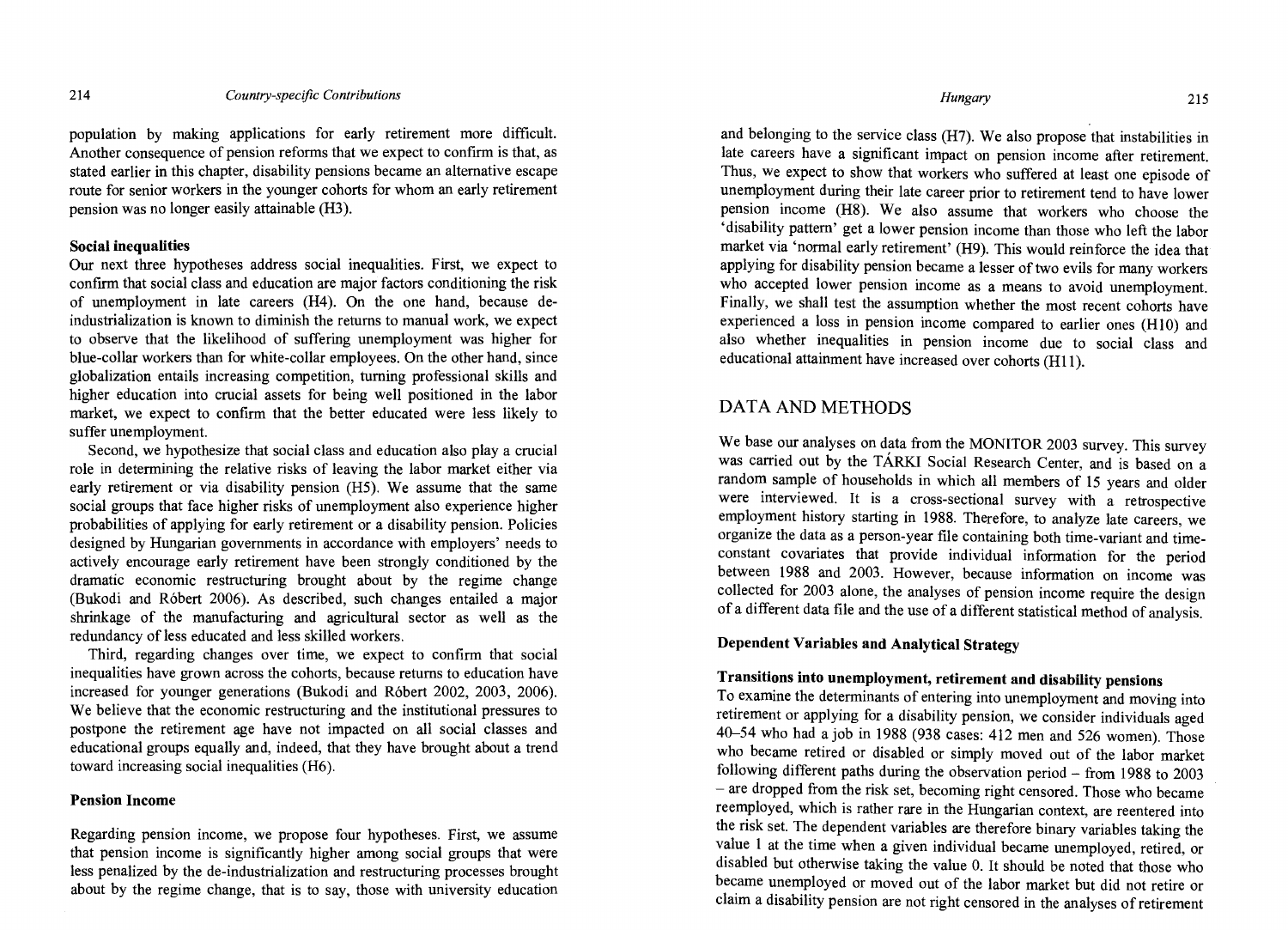population by making applications for early retirement more difficult. Another consequence of pension reforms that we expect to confirm is that, as stated earlier in this chapter, disability pensions became an alternative escape route for senior workers in the younger cohorts for whom an early retirement pension was no longer easily attainable (H3).

### Social inequalities

Our next three hypotheses address social inequalities. First, we expect to confirm that social class and education are major factors conditioning the risk of unemployment in late careers (H4). On the one hand, because de-industrialization is known to diminish the returns to manual work, we expect to observe that the likelihood of suffering unemployment was higher for blue-collar workers than for white-collar employees. On the other hand, since globalization entails increasing competition, turning professional skills and higher education into crucial assets for being well positioned in the labor market, we expect to confirm that the better educated were less likely to suffer unemployment.

Second, we hypothesize that social class and education also play a crucial role in determining the relative risks of leaving the labor market either via early retirement or via disability pension (H5). We assume that the same social groups that face higher risks of unemployment also experience higher probabilities of applying for early retirement or a disability pension. Policies designed by Hungarian governments in accordance with employers' needs to actively encourage early retirement have been strongly conditioned by the dramatic economic restructuring brought about by the regime change (Bukodi and Róbert 2006). As described, such changes entailed a major shrinkage of the manufacturing and agricultural sector as well as the redundancy of less educated and less skilled workers.

Third, regarding changes over time, we expect to confirm that social inequalities have grown across the cohorts, because returns to education have increased for younger generations (Bukodi and Róbert 2002, 2003, 2006). We believe that the economic restructuring and the institutional pressures to postpone the retirement age have not impacted on all social classes and educational groups equally and, indeed, that they have brought about a trend toward increasing social inequalities (H6).

### Pension Income

Regarding pension income, we propose four hypotheses. First, we assume that pension income is significantly higher among social groups that were less penalized by the de-industrialization and restructuring processes brought about by the regime change, that is to say, those with university education and belonging to the service class (H7). We also propose that instabilities in late careers have a significant impact on pension income after retirement. Thus, we expect to show that workers who suffered at least one episode of unemployment during their late career prior to retirement tend to have lower pension income (H8). We also assume that workers who choose the 'disability pattern' get a lower pension income than those who left the labor market via 'normal early retirement' (H9). This would reinforce the idea that applying for disability pension became a lesser of two evils for many workers who accepted lower pension income as a means to avoid unemployment. Finally, we shall test the assumption whether the most recent cohorts have experienced a loss in pension income compared to earlier ones (H10) and also whether inequalities in pension income due to social class and educational attainment have increased over cohorts (H11).

## DATA AND METHODS

We base our analyses on data from the MONITOR 2003 survey. This survey was carried out by the TÁRKI Social Research Center, and is based on a random sample of households in which all members of 15 years and older were interviewed. It is a cross-sectional survey with a retrospective employment history starting in 1988. Therefore, to analyze late careers, we organize the data as a person-year file containing both time-variant and time-constant covariates that provide individual information for the period between 1988 and 2003. However, because information on income was collected for 2003 alone, the analyses of pension income require the design of a different data file and the use of a different statistical method of analysis.

### Dependent Variables and Analytical Strategy

#### Transitions into unemployment, retirement and disability pensions

To examine the determinants of entering into unemployment and moving into retirement or applying for a disability pension, we consider individuals aged 40–54 who had a job in 1988 (938 cases: 412 men and 526 women). Those who became retired or disabled or simply moved out of the labor market following different paths during the observation period – from 1988 to 2003 – are dropped from the risk set, becoming right censored. Those who became reemployed, which is rather rare in the Hungarian context, are reentered into the risk set. The dependent variables are therefore binary variables taking the value 1 at the time when a given individual became unemployed, retired, or disabled but otherwise taking the value 0. It should be noted that those who became unemployed or moved out of the labor market but did not retire or claim a disability pension are not right censored in the analyses of retirement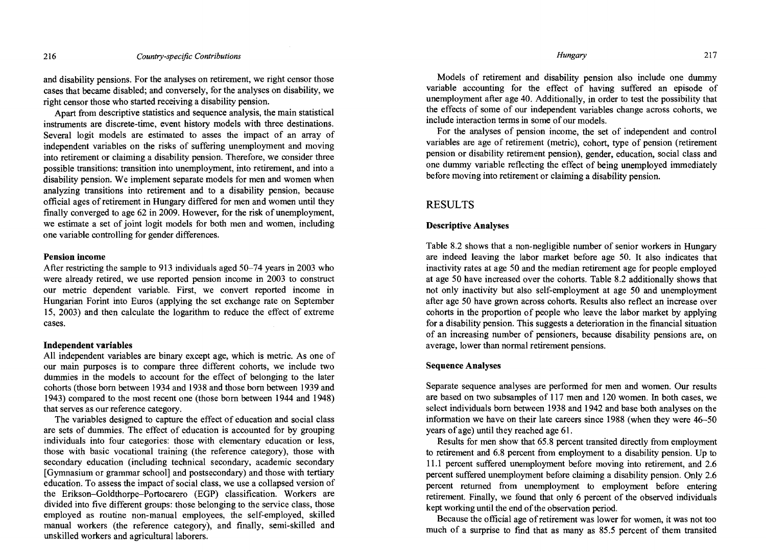and disability pensions. For the analyses on retirement, we right censor those cases that became disabled; and conversely, for the analyses on disability, we right censor those who started receiving a disability pension.

Apart from descriptive statistics and sequence analysis, the main statistical instruments are discrete-time, event history models with three destinations. Several logit models are estimated to asses the impact of an array of independent variables on the risks of suffering unemployment and moving into retirement or claiming a disability pension. Therefore, we consider three possible transitions: transition into unemployment, into retirement, and into a disability pension. We implement separate models for men and women when analyzing transitions into retirement and to a disability pension, because official ages of retirement in Hungary differed for men and women until they finally converged to age 62 in 2009. However, for the risk of unemployment, we estimate a set of joint logit models for both men and women, including one variable controlling for gender differences.

#### Pension income

After restricting the sample to 913 individuals aged 50–74 years in 2003 who were already retired, we use reported pension income in 2003 to construct our metric dependent variable. First, we convert reported income in Hungarian Forint into Euros (applying the set exchange rate on September 15, 2003) and then calculate the logarithm to reduce the effect of extreme cases.

#### Independent variables

All independent variables are binary except age, which is metric. As one of our main purposes is to compare three different cohorts, we include two dummies in the models to account for the effect of belonging to the later cohorts (those born between 1934 and 1938 and those born between 1939 and 1943) compared to the most recent one (those born between 1944 and 1948) that serves as our reference category.

The variables designed to capture the effect of education and social class are sets of dummies. The effect of education is accounted for by grouping individuals into four categories: those with elementary education or less, those with basic vocational training (the reference category), those with secondary education (including technical secondary, academic secondary [Gymnasium or grammar school] and postsecondary) and those with tertiary education. To assess the impact of social class, we use a collapsed version of the Erikson–Goldthorpe–Portocarero (EGP) classification. Workers are divided into five different groups: those belonging to the service class, those employed as routine non-manual employees, the self-employed, skilled manual workers (the reference category), and finally, semi-skilled and unskilled workers and agricultural laborers.

Models of retirement and disability pension also include one dummy variable accounting for the effect of having suffered an episode of unemployment after age 40. Additionally, in order to test the possibility that the effects of some of our independent variables change across cohorts, we include interaction terms in some of our models.

For the analyses of pension income, the set of independent and control variables are age of retirement (metric), cohort, type of pension (retirement pension or disability retirement pension), gender, education, social class and one dummy variable reflecting the effect of being unemployed immediately before moving into retirement or claiming a disability pension.

## RESULTS

### Descriptive Analyses

Table 8.2 shows that a non-negligible number of senior workers in Hungary are indeed leaving the labor market before age 50. It also indicates that inactivity rates at age 50 and the median retirement age for people employed at age 50 have increased over the cohorts. Table 8.2 additionally shows that not only inactivity but also self-employment at age 50 and unemployment after age 50 have grown across cohorts. Results also reflect an increase over cohorts in the proportion of people who leave the labor market by applying for a disability pension. This suggests a deterioration in the financial situation of an increasing number of pensioners, because disability pensions are, on average, lower than normal retirement pensions.

### Sequence Analyses

Separate sequence analyses are performed for men and women. Our results are based on two subsamples of 117 men and 120 women. In both cases, we select individuals born between 1938 and 1942 and base both analyses on the information we have on their late careers since 1988 (when they were 46–50 years of age) until they reached age 61.

Results for men show that 65.8 percent transited directly from employment to retirement and 6.8 percent from employment to a disability pension. Up to 11.1 percent suffered unemployment before moving into retirement, and 2.6 percent suffered unemployment before claiming a disability pension. Only 2.6 percent returned from unemployment to employment before entering retirement. Finally, we found that only 6 percent of the observed individuals kept working until the end of the observation period.

Because the official age of retirement was lower for women, it was not too much of a surprise to find that as many as 85.5 percent of them transited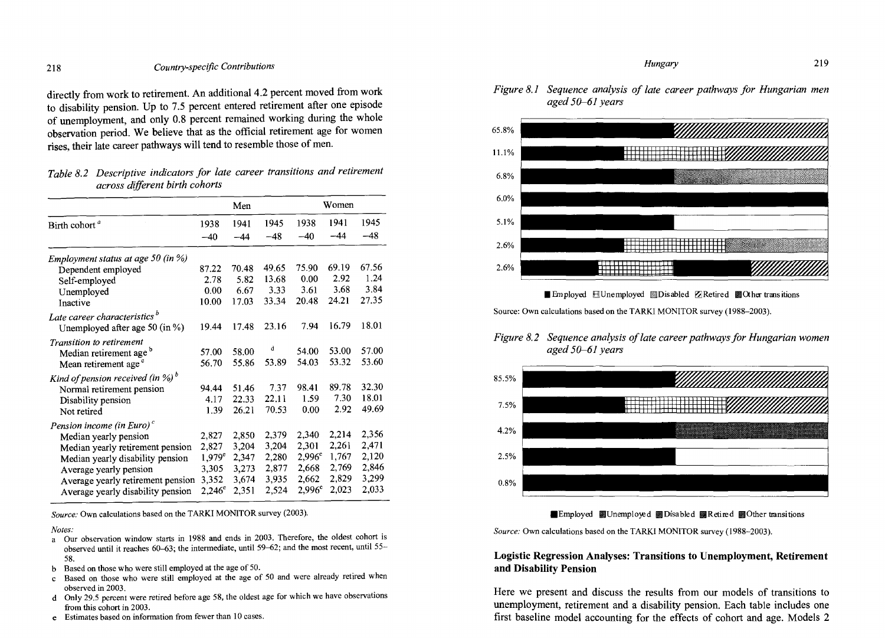directly from work to retirement. An additional 4.2 percent moved from work to disability pension. Up to 7.5 percent entered retirement after one episode of unemployment, and only 0.8 percent remained working during the whole observation period. We believe that as the official retirement age for women rises, their late career pathways will tend to resemble those of men.

*Table 8.2 Descriptive indicators for late career transitions and retirement across different birth cohorts*

| | Men | | | Women | | |
|---|---|---|---|---|---|---|
| Birth cohort [a] | 1938 –40 | 1941 –44 | 1945 –48 | 1938 –40 | 1941 –44 | 1945 –48 |
| *Employment status at age 50 (in %)* | | | | | | |
| Dependent employed | 87.22 | 70.48 | 49.65 | 75.90 | 69.19 | 67.56 |
| Self-employed | 2.78 | 5.82 | 13.68 | 0.00 | 2.92 | 1.24 |
| Unemployed | 0.00 | 6.67 | 3.33 | 3.61 | 3.68 | 3.84 |
| Inactive | 10.00 | 17.03 | 33.34 | 20.48 | 24.21 | 27.35 |
| *Late career characteristics* [b] | | | | | | |
| Unemployed after age 50 (in %) | 19.44 | 17.48 | 23.16 | 7.94 | 16.79 | 18.01 |
| *Transition to retirement* | | | | | | |
| Median retirement age [b] | 57.00 | 58.00 | [d] | 54.00 | 53.00 | 57.00 |
| Mean retirement age [c] | 56.70 | 55.86 | 53.89 | 54.03 | 53.32 | 53.60 |
| *Kind of pension received (in %)* [b] | | | | | | |
| Normal retirement pension | 94.44 | 51.46 | 7.37 | 98.41 | 89.78 | 32.30 |
| Disability pension | 4.17 | 22.33 | 22.11 | 1.59 | 7.30 | 18.01 |
| Not retired | 1.39 | 26.21 | 70.53 | 0.00 | 2.92 | 49.69 |
| *Pension income (in Euro)* [c] | | | | | | |
| Median yearly pension | 2,827 | 2,850 | 2,379 | 2,340 | 2,214 | 2,356 |
| Median yearly retirement pension | 2,827 | 3,204 | 3,204 | 2,301 | 2,261 | 2,471 |
| Median yearly disability pension | 1,979[e] | 2,347 | 2,280 | 2,996[e] | 1,767 | 2,120 |
| Average yearly pension | 3,305 | 3,273 | 2,877 | 2,668 | 2,769 | 2,846 |
| Average yearly retirement pension | 3,352 | 3,674 | 3,935 | 2,662 | 2,829 | 3,299 |
| Average yearly disability pension | 2,246[e] | 2,351 | 2,524 | 2,996[e] | 2,023 | 2,033 |

*Source:* Own calculations based on the TARKI MONITOR survey (2003).

*Notes:*

a Our observation window starts in 1988 and ends in 2003. Therefore, the oldest cohort is observed until it reaches 60–63; the intermediate, until 59–62; and the most recent, until 55–58.

b Based on those who were still employed at the age of 50.

c Based on those who were still employed at the age of 50 and were already retired when observed in 2003.

d Only 29.5 percent were retired before age 58, the oldest age for which we have observations from this cohort in 2003.

e Estimates based on information from fewer than 10 cases.

*Figure 8.1 Sequence analysis of late career pathways for Hungarian men aged 50–61 years*

Source: Own calculations based on the TARKI MONITOR survey (1988–2003).

*Figure 8.2 Sequence analysis of late career pathways for Hungarian women aged 50–61 years*

*Source:* Own calculations based on the TARKI MONITOR survey (1988–2003).

### Logistic Regression Analyses: Transitions to Unemployment, Retirement and Disability Pension

Here we present and discuss the results from our models of transitions to unemployment, retirement and a disability pension. Each table includes one first baseline model accounting for the effects of cohort and age. Models 2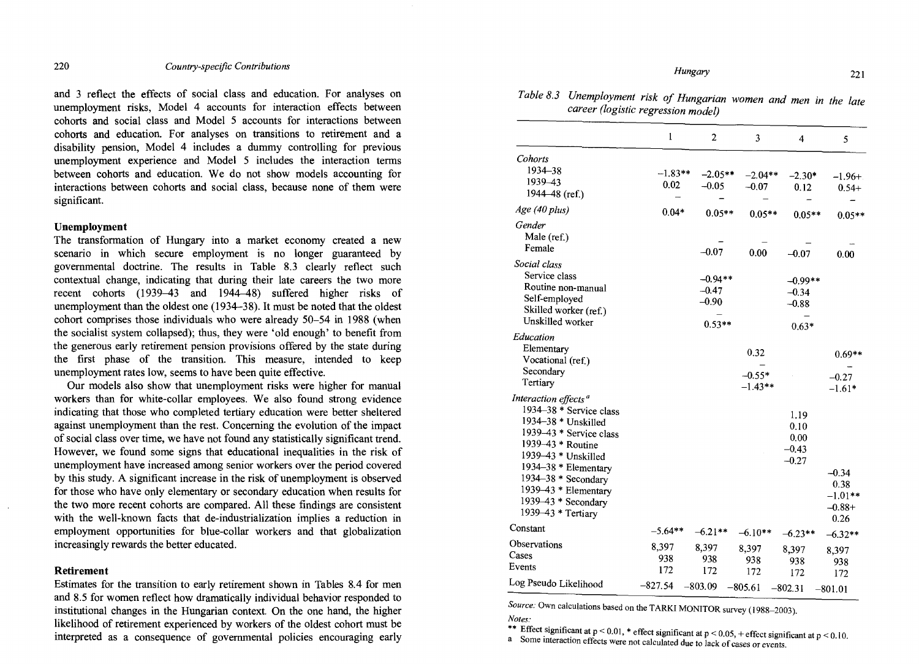and 3 reflect the effects of social class and education. For analyses on unemployment risks, Model 4 accounts for interaction effects between cohorts and social class and Model 5 accounts for interactions between cohorts and education. For analyses on transitions to retirement and a disability pension, Model 4 includes a dummy controlling for previous unemployment experience and Model 5 includes the interaction terms between cohorts and education. We do not show models accounting for interactions between cohorts and social class, because none of them were significant.

### Unemployment

The transformation of Hungary into a market economy created a new scenario in which secure employment is no longer guaranteed by governmental doctrine. The results in Table 8.3 clearly reflect such contextual change, indicating that during their late careers the two more recent cohorts (1939–43 and 1944–48) suffered higher risks of unemployment than the oldest one (1934–38). It must be noted that the oldest cohort comprises those individuals who were already 50–54 in 1988 (when the socialist system collapsed); thus, they were 'old enough' to benefit from the generous early retirement pension provisions offered by the state during the first phase of the transition. This measure, intended to keep unemployment rates low, seems to have been quite effective.

Our models also show that unemployment risks were higher for manual workers than for white-collar employees. We also found strong evidence indicating that those who completed tertiary education were better sheltered against unemployment than the rest. Concerning the evolution of the impact of social class over time, we have not found any statistically significant trend. However, we found some signs that educational inequalities in the risk of unemployment have increased among senior workers over the period covered by this study. A significant increase in the risk of unemployment is observed for those who have only elementary or secondary education when results for the two more recent cohorts are compared. All these findings are consistent with the well-known facts that de-industrialization implies a reduction in employment opportunities for blue-collar workers and that globalization increasingly rewards the better educated.

### Retirement

Estimates for the transition to early retirement shown in Tables 8.4 for men and 8.5 for women reflect how dramatically individual behavior responded to institutional changes in the Hungarian context. On the one hand, the higher likelihood of retirement experienced by workers of the oldest cohort must be interpreted as a consequence of governmental policies encouraging early

*Table 8.3 Unemployment risk of Hungarian women and men in the late career (logistic regression model)*

| | 1 | 2 | 3 | 4 | 5 |
|---|---|---|---|---|---|
| *Cohorts* | | | | | |
| 1934–38 | –1.83** | –2.05** | –2.04** | –2.30* | –1.96+ |
| 1939–43 | 0.02 | –0.05 | –0.07 | 0.12 | 0.54+ |
| 1944–48 (ref.) | – | – | – | – | – |
| *Age (40 plus)* | 0.04* | 0.05** | 0.05** | 0.05** | 0.05** |
| *Gender* | | | | | |
| Male (ref.) | | – | – | – | – |
| Female | | –0.07 | 0.00 | –0.07 | 0.00 |
| *Social class* | | | | | |
| Service class | | –0.94** | | –0.99** | |
| Routine non-manual | | –0.47 | | –0.34 | |
| Self-employed | | –0.90 | | –0.88 | |
| Skilled worker (ref.) | | – | | – | |
| Unskilled worker | | 0.53** | | 0.63* | |
| *Education* | | | | | |
| Elementary | | | 0.32 | | 0.69** |
| Vocational (ref.) | | | – | | – |
| Secondary | | | –0.55* | | –0.27 |
| Tertiary | | | –1.43** | | –1.61* |
| *Interaction effects*[a] | | | | | |
| 1934–38 * Service class | | | | 1.19 | |
| 1934–38 * Unskilled | | | | 0.10 | |
| 1939–43 * Service class | | | | 0.00 | |
| 1939–43 * Routine | | | | –0.43 | |
| 1939–43 * Unskilled | | | | –0.27 | |
| 1934–38 * Elementary | | | | | –0.34 |
| 1934–38 * Secondary | | | | | 0.38 |
| 1939–43 * Elementary | | | | | –1.01** |
| 1939–43 * Secondary | | | | | –0.88+ |
| 1939–43 * Tertiary | | | | | 0.26 |
| Constant | –5.64** | –6.21** | –6.10** | –6.23** | –6.32** |
| Observations | 8,397 | 8,397 | 8,397 | 8,397 | 8,397 |
| Cases | 938 | 938 | 938 | 938 | 938 |
| Events | 172 | 172 | 172 | 172 | 172 |
| Log Pseudo Likelihood | –827.54 | –803.09 | –805.61 | –802.31 | –801.01 |

*Source:* Own calculations based on the TARKI MONITOR survey (1988–2003).

*Notes:*

** Effect significant at $p < 0.01$, * effect significant at $p < 0.05$, + effect significant at $p < 0.10$.

a Some interaction effects were not calculated due to lack of cases or events.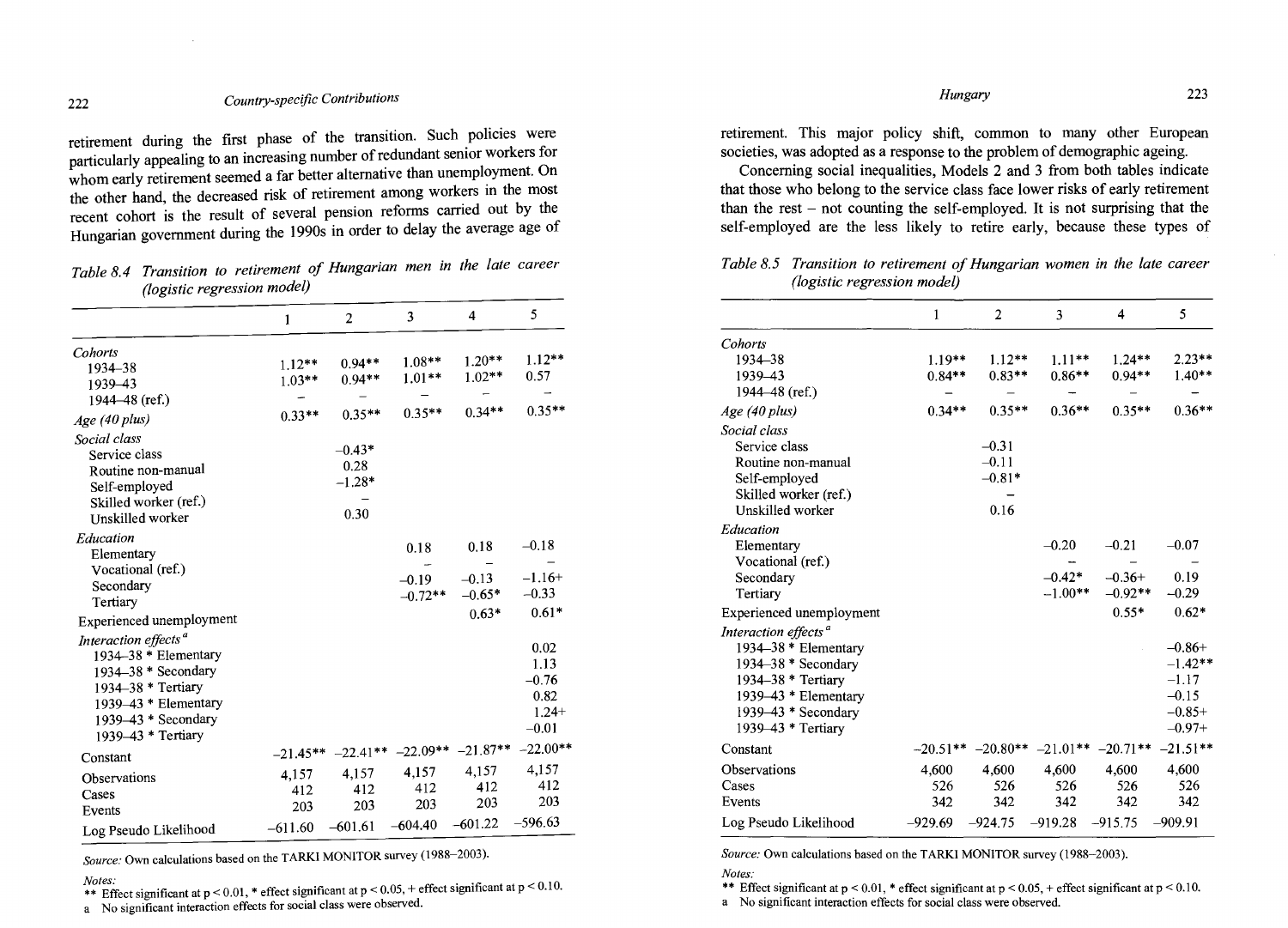retirement during the first phase of the transition. Such policies were particularly appealing to an increasing number of redundant senior workers for whom early retirement seemed a far better alternative than unemployment. On the other hand, the decreased risk of retirement among workers in the most recent cohort is the result of several pension reforms carried out by the Hungarian government during the 1990s in order to delay the average age of

*Table 8.4 Transition to retirement of Hungarian men in the late career (logistic regression model)*

| | 1 | 2 | 3 | 4 | 5 |
|---|---|---|---|---|---|
| *Cohorts* | | | | | |
| 1934–38 | 1.12** | 0.94** | 1.08** | 1.20** | 1.12** |
| 1939–43 | 1.03** | 0.94** | 1.01** | 1.02** | 0.57 |
| 1944–48 (ref.) | – | – | – | – | – |
| *Age (40 plus)* | 0.33** | 0.35** | 0.35** | 0.34** | 0.35** |
| *Social class* | | | | | |
| Service class | | –0.43* | | | |
| Routine non-manual | | 0.28 | | | |
| Self-employed | | –1.28* | | | |
| Skilled worker (ref.) | | – | | | |
| Unskilled worker | | 0.30 | | | |
| *Education* | | | | | |
| Elementary | | | 0.18 | 0.18 | –0.18 |
| Vocational (ref.) | | | – | – | – |
| Secondary | | | –0.19 | –0.13 | –1.16+ |
| Tertiary | | | –0.72** | –0.65* | –0.33 |
| Experienced unemployment | | | | 0.63* | 0.61* |
| *Interaction effects* [a] | | | | | |
| 1934–38 * Elementary | | | | | 0.02 |
| 1934–38 * Secondary | | | | | 1.13 |
| 1934–38 * Tertiary | | | | | –0.76 |
| 1939–43 * Elementary | | | | | 0.82 |
| 1939–43 * Secondary | | | | | 1.24+ |
| 1939–43 * Tertiary | | | | | –0.01 |
| Constant | –21.45** | –22.41** | –22.09** | –21.87** | –22.00** |
| Observations | 4,157 | 4,157 | 4,157 | 4,157 | 4,157 |
| Cases | 412 | 412 | 412 | 412 | 412 |
| Events | 203 | 203 | 203 | 203 | 203 |
| Log Pseudo Likelihood | –611.60 | –601.61 | –604.40 | –601.22 | –596.63 |

*Source:* Own calculations based on the TARKI MONITOR survey (1988–2003).

*Notes:*
** Effect significant at $p < 0.01$, * effect significant at $p < 0.05$, + effect significant at $p < 0.10$.
a No significant interaction effects for social class were observed.

retirement. This major policy shift, common to many other European societies, was adopted as a response to the problem of demographic ageing.

Concerning social inequalities, Models 2 and 3 from both tables indicate that those who belong to the service class face lower risks of early retirement than the rest – not counting the self-employed. It is not surprising that the self-employed are the less likely to retire early, because these types of

*Table 8.5 Transition to retirement of Hungarian women in the late career (logistic regression model)*

| | 1 | 2 | 3 | 4 | 5 |
|---|---|---|---|---|---|
| *Cohorts* | | | | | |
| 1934–38 | 1.19** | 1.12** | 1.11** | 1.24** | 2.23** |
| 1939–43 | 0.84** | 0.83** | 0.86** | 0.94** | 1.40** |
| 1944–48 (ref.) | – | – | – | – | – |
| *Age (40 plus)* | 0.34** | 0.35** | 0.36** | 0.35** | 0.36** |
| *Social class* | | | | | |
| Service class | | –0.31 | | | |
| Routine non-manual | | –0.11 | | | |
| Self-employed | | –0.81* | | | |
| Skilled worker (ref.) | | – | | | |
| Unskilled worker | | 0.16 | | | |
| *Education* | | | | | |
| Elementary | | | –0.20 | –0.21 | –0.07 |
| Vocational (ref.) | | | – | – | – |
| Secondary | | | –0.42* | –0.36+ | 0.19 |
| Tertiary | | | –1.00** | –0.92** | –0.29 |
| Experienced unemployment | | | | 0.55* | 0.62* |
| *Interaction effects* [a] | | | | | |
| 1934–38 * Elementary | | | | | –0.86+ |
| 1934–38 * Secondary | | | | | –1.42** |
| 1934–38 * Tertiary | | | | | –1.17 |
| 1939–43 * Elementary | | | | | –0.15 |
| 1939–43 * Secondary | | | | | –0.85+ |
| 1939–43 * Tertiary | | | | | –0.97+ |
| Constant | –20.51** | –20.80** | –21.01** | –20.71** | –21.51** |
| Observations | 4,600 | 4,600 | 4,600 | 4,600 | 4,600 |
| Cases | 526 | 526 | 526 | 526 | 526 |
| Events | 342 | 342 | 342 | 342 | 342 |
| Log Pseudo Likelihood | –929.69 | –924.75 | –919.28 | –915.75 | –909.91 |

*Source:* Own calculations based on the TARKI MONITOR survey (1988–2003).

*Notes:*
** Effect significant at $p < 0.01$, * effect significant at $p < 0.05$, + effect significant at $p < 0.10$.
a No significant interaction effects for social class were observed.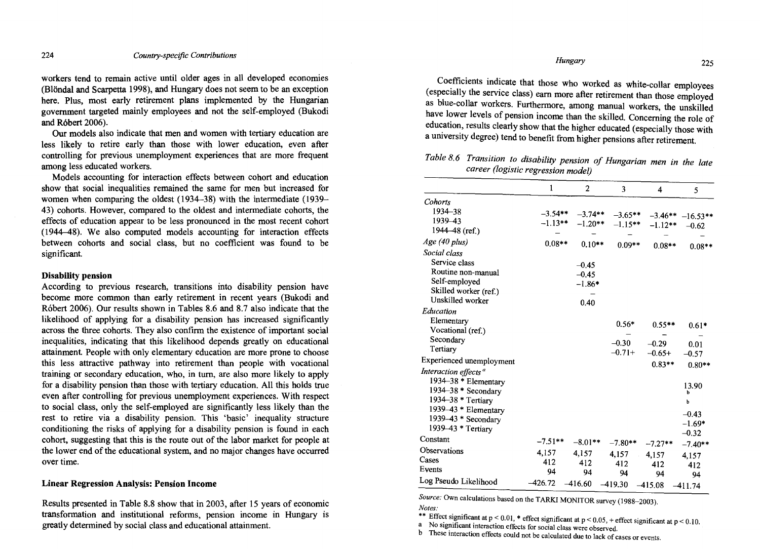workers tend to remain active until older ages in all developed economies (Blöndal and Scarpetta 1998), and Hungary does not seem to be an exception here. Plus, most early retirement plans implemented by the Hungarian government targeted mainly employees and not the self-employed (Bukodi and Róbert 2006).

Our models also indicate that men and women with tertiary education are less likely to retire early than those with lower education, even after controlling for previous unemployment experiences that are more frequent among less educated workers.

Models accounting for interaction effects between cohort and education show that social inequalities remained the same for men but increased for women when comparing the oldest (1934–38) with the intermediate (1939–43) cohorts. However, compared to the oldest and intermediate cohorts, the effects of education appear to be less pronounced in the most recent cohort (1944–48). We also computed models accounting for interaction effects between cohorts and social class, but no coefficient was found to be significant.

### Disability pension

According to previous research, transitions into disability pension have become more common than early retirement in recent years (Bukodi and Róbert 2006). Our results shown in Tables 8.6 and 8.7 also indicate that the likelihood of applying for a disability pension has increased significantly across the three cohorts. They also confirm the existence of important social inequalities, indicating that this likelihood depends greatly on educational attainment. People with only elementary education are more prone to choose this less attractive pathway into retirement than people with vocational training or secondary education, who, in turn, are also more likely to apply for a disability pension than those with tertiary education. All this holds true even after controlling for previous unemployment experiences. With respect to social class, only the self-employed are significantly less likely than the rest to retire via a disability pension. This 'basic' inequality structure conditioning the risks of applying for a disability pension is found in each cohort, suggesting that this is the route out of the labor market for people at the lower end of the educational system, and no major changes have occurred over time.

### Linear Regression Analysis: Pension Income

Results presented in Table 8.8 show that in 2003, after 15 years of economic transformation and institutional reforms, pension income in Hungary is greatly determined by social class and educational attainment.

Coefficients indicate that those who worked as white-collar employees (especially the service class) earn more after retirement than those employed as blue-collar workers. Furthermore, among manual workers, the unskilled have lower levels of pension income than the skilled. Concerning the role of education, results clearly show that the higher educated (especially those with a university degree) tend to benefit from higher pensions after retirement.

*Table 8.6 Transition to disability pension of Hungarian men in the late career (logistic regression model)*

| | 1 | 2 | 3 | 4 | 5 |
|---|---|---|---|---|---|
| *Cohorts* | | | | | |
| 1934–38 | –3.54** | –3.74** | –3.65** | –3.46** | –16.53** |
| 1939–43 | –1.13** | –1.20** | –1.15** | –1.12** | –0.62 |
| 1944–48 (ref.) | – | – | – | – | – |
| *Age (40 plus)* | 0.08** | 0.10** | 0.09** | 0.08** | 0.08** |
| *Social class* | | | | | |
| Service class | | –0.45 | | | |
| Routine non-manual | | –0.45 | | | |
| Self-employed | | –1.86* | | | |
| Skilled worker (ref.) | | – | | | |
| Unskilled worker | | 0.40 | | | |
| *Education* | | | | | |
| Elementary | | | 0.56* | 0.55** | 0.61* |
| Vocational (ref.) | | | – | – | – |
| Secondary | | | –0.30 | –0.29 | 0.01 |
| Tertiary | | | –0.71+ | –0.65+ | –0.57 |
| Experienced unemployment | | | | 0.83** | 0.80** |
| *Interaction effects* [a] | | | | | |
| 1934–38 * Elementary | | | | | 13.90 |
| 1934–38 * Secondary | | | | | b |
| 1934–38 * Tertiary | | | | | b |
| 1939–43 * Elementary | | | | | –0.43 |
| 1939–43 * Secondary | | | | | –1.69* |
| 1939–43 * Tertiary | | | | | –0.32 |
| Constant | –7.51** | –8.01** | –7.80** | –7.27** | –7.40** |
| Observations | 4,157 | 4,157 | 4,157 | 4,157 | 4,157 |
| Cases | 412 | 412 | 412 | 412 | 412 |
| Events | 94 | 94 | 94 | 94 | 94 |
| Log Pseudo Likelihood | –426.72 | –416.60 | –419.30 | –415.08 | –411.74 |

*Source:* Own calculations based on the TARKI MONITOR survey (1988–2003).

*Notes:*

** Effect significant at $p < 0.01$, * effect significant at $p < 0.05$, + effect significant at $p < 0.10$.

a No significant interaction effects for social class were observed.

b These interaction effects could not be calculated due to lack of cases or events.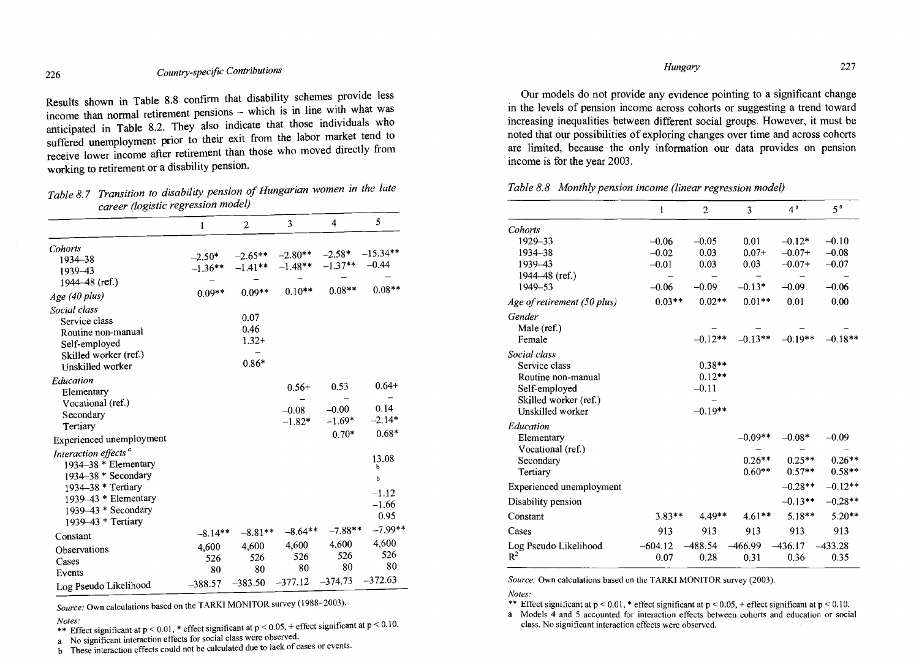Results shown in Table 8.8 confirm that disability schemes provide less income than normal retirement pensions – which is in line with what was anticipated in Table 8.2. They also indicate that those individuals who suffered unemployment prior to their exit from the labor market tend to receive lower income after retirement than those who moved directly from working to retirement or a disability pension.

*Table 8.7 Transition to disability pension of Hungarian women in the late career (logistic regression model)*

| | 1 | 2 | 3 | 4 | 5 |
|---|---|---|---|---|---|
| *Cohorts* | | | | | |
| 1934–38 | –2.50* | –2.65** | –2.80** | –2.58* | –15.34** |
| 1939–43 | –1.36** | –1.41** | –1.48** | –1.37** | –0.44 |
| 1944–48 (ref.) | – | – | – | – | – |
| *Age (40 plus)* | 0.09** | 0.09** | 0.10** | 0.08** | 0.08** |
| *Social class* | | | | | |
| Service class | | 0.07 | | | |
| Routine non-manual | | 0.46 | | | |
| Self-employed | | 1.32+ | | | |
| Skilled worker (ref.) | | – | | | |
| Unskilled worker | | 0.86* | | | |
| *Education* | | | | | |
| Elementary | | | 0.56+ | 0.53 | 0.64+ |
| Vocational (ref.) | | | – | – | – |
| Secondary | | | –0.08 | –0.00 | 0.14 |
| Tertiary | | | –1.82* | –1.69* | –2.14* |
| Experienced unemployment | | | | 0.70* | 0.68* |
| *Interaction effects*[a] | | | | | |
| 1934–38 * Elementary | | | | | 13.08 |
| 1934–38 * Secondary | | | | | b |
| 1934–38 * Tertiary | | | | | b |
| 1939–43 * Elementary | | | | | –1.12 |
| 1939–43 * Secondary | | | | | –1.66 |
| 1939–43 * Tertiary | | | | | 0.95 |
| Constant | –8.14** | –8.81** | –8.64** | –7.88** | –7.99** |
| Observations | 4,600 | 4,600 | 4,600 | 4,600 | 4,600 |
| Cases | 526 | 526 | 526 | 526 | 526 |
| Events | 80 | 80 | 80 | 80 | 80 |
| Log Pseudo Likelihood | –388.57 | –383.50 | –377.12 | –374.73 | –372.63 |

*Source:* Own calculations based on the TARKI MONITOR survey (1988–2003).

*Notes:*

** Effect significant at $p < 0.01$, * effect significant at $p < 0.05$, + effect significant at $p < 0.10$.

a No significant interaction effects for social class were observed.

b These interaction effects could not be calculated due to lack of cases or events.

Our models do not provide any evidence pointing to a significant change in the levels of pension income across cohorts or suggesting a trend toward increasing inequalities between different social groups. However, it must be noted that our possibilities of exploring changes over time and across cohorts are limited, because the only information our data provides on pension income is for the year 2003.

*Table 8.8 Monthly pension income (linear regression model)*

| | 1 | 2 | 3 | 4[a] | 5[a] |
|---|---|---|---|---|---|
| *Cohorts* | | | | | |
| 1929–33 | –0.06 | –0.05 | 0.01 | –0.12* | –0.10 |
| 1934–38 | –0.02 | 0.03 | 0.07+ | –0.07+ | –0.08 |
| 1939–43 | –0.01 | 0.03 | 0.03 | –0.07+ | –0.07 |
| 1944–48 (ref.) | – | – | – | – | – |
| 1949–53 | –0.06 | –0.09 | –0.13* | –0.09 | –0.06 |
| *Age of retirement (50 plus)* | 0.03** | 0.02** | 0.01** | 0.01 | 0.00 |
| *Gender* | | | | | |
| Male (ref.) | | – | – | – | – |
| Female | | –0.12** | –0.13** | –0.19** | –0.18** |
| *Social class* | | | | | |
| Service class | | 0.38** | | | |
| Routine non-manual | | 0.12** | | | |
| Self-employed | | –0.11 | | | |
| Skilled worker (ref.) | | – | | | |
| Unskilled worker | | –0.19** | | | |
| *Education* | | | | | |
| Elementary | | | –0.09** | –0.08* | –0.09 |
| Vocational (ref.) | | | – | – | – |
| Secondary | | | 0.26** | 0.25** | 0.26** |
| Tertiary | | | 0.60** | 0.57** | 0.58** |
| Experienced unemployment | | | | –0.28** | –0.12** |
| Disability pension | | | | –0.13** | –0.28** |
| Constant | 3.83** | 4.49** | 4.61** | 5.18** | 5.20** |
| Cases | 913 | 913 | 913 | 913 | 913 |
| Log Pseudo Likelihood | –604.12 | –488.54 | –466.99 | –436.17 | –433.28 |
| $R^2$ | 0.07 | 0.28 | 0.31 | 0.36 | 0.35 |

*Source:* Own calculations based on the TARKI MONITOR survey (2003).

*Notes:*

** Effect significant at $p < 0.01$, * effect significant at $p < 0.05$, + effect significant at $p < 0.10$.

a Models 4 and 5 accounted for interaction effects between cohorts and education or social class. No significant interaction effects were observed.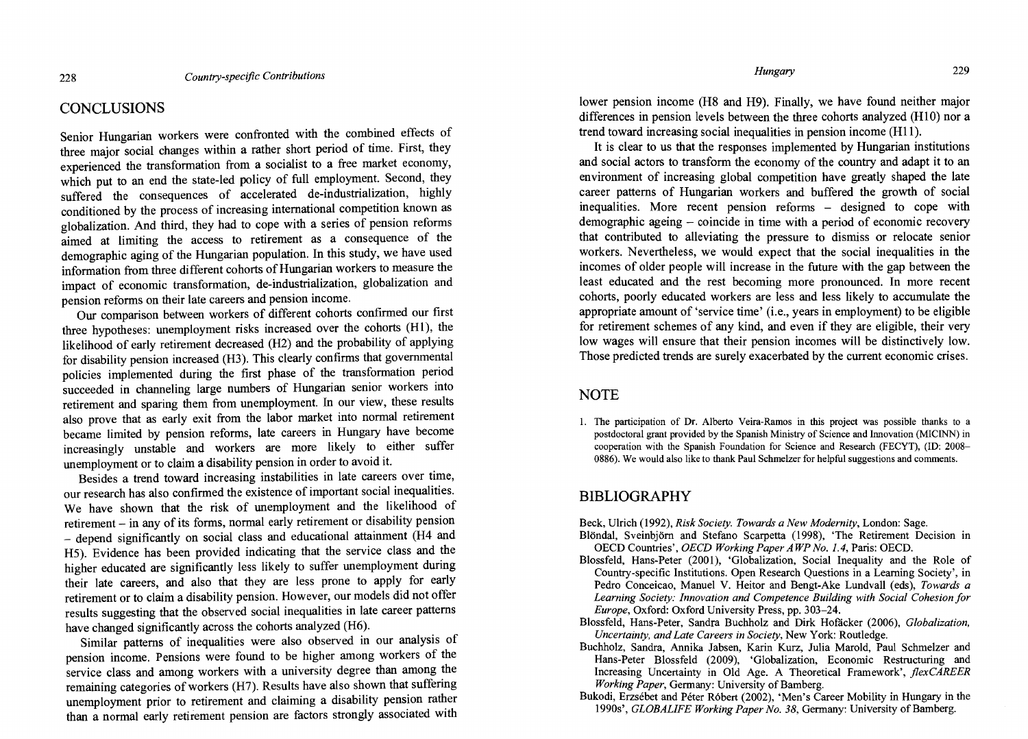## CONCLUSIONS

Senior Hungarian workers were confronted with the combined effects of three major social changes within a rather short period of time. First, they experienced the transformation from a socialist to a free market economy, which put to an end the state-led policy of full employment. Second, they suffered the consequences of accelerated de-industrialization, highly conditioned by the process of increasing international competition known as globalization. And third, they had to cope with a series of pension reforms aimed at limiting the access to retirement as a consequence of the demographic aging of the Hungarian population. In this study, we have used information from three different cohorts of Hungarian workers to measure the impact of economic transformation, de-industrialization, globalization and pension reforms on their late careers and pension income.

Our comparison between workers of different cohorts confirmed our first three hypotheses: unemployment risks increased over the cohorts (H1), the likelihood of early retirement decreased (H2) and the probability of applying for disability pension increased (H3). This clearly confirms that governmental policies implemented during the first phase of the transformation period succeeded in channeling large numbers of Hungarian senior workers into retirement and sparing them from unemployment. In our view, these results also prove that as early exit from the labor market into normal retirement became limited by pension reforms, late careers in Hungary have become increasingly unstable and workers are more likely to either suffer unemployment or to claim a disability pension in order to avoid it.

Besides a trend toward increasing instabilities in late careers over time, our research has also confirmed the existence of important social inequalities. We have shown that the risk of unemployment and the likelihood of retirement – in any of its forms, normal early retirement or disability pension – depend significantly on social class and educational attainment (H4 and H5). Evidence has been provided indicating that the service class and the higher educated are significantly less likely to suffer unemployment during their late careers, and also that they are less prone to apply for early retirement or to claim a disability pension. However, our models did not offer results suggesting that the observed social inequalities in late career patterns have changed significantly across the cohorts analyzed (H6).

Similar patterns of inequalities were also observed in our analysis of pension income. Pensions were found to be higher among workers of the service class and among workers with a university degree than among the remaining categories of workers (H7). Results have also shown that suffering unemployment prior to retirement and claiming a disability pension rather than a normal early retirement pension are factors strongly associated with lower pension income (H8 and H9). Finally, we have found neither major differences in pension levels between the three cohorts analyzed (H10) nor a trend toward increasing social inequalities in pension income (H11).

It is clear to us that the responses implemented by Hungarian institutions and social actors to transform the economy of the country and adapt it to an environment of increasing global competition have greatly shaped the late career patterns of Hungarian workers and buffered the growth of social inequalities. More recent pension reforms – designed to cope with demographic ageing – coincide in time with a period of economic recovery that contributed to alleviating the pressure to dismiss or relocate senior workers. Nevertheless, we would expect that the social inequalities in the incomes of older people will increase in the future with the gap between the least educated and the rest becoming more pronounced. In more recent cohorts, poorly educated workers are less and less likely to accumulate the appropriate amount of 'service time' (i.e., years in employment) to be eligible for retirement schemes of any kind, and even if they are eligible, their very low wages will ensure that their pension incomes will be distinctively low. Those predicted trends are surely exacerbated by the current economic crises.

## NOTE

1. The participation of Dr. Alberto Veira-Ramos in this project was possible thanks to a postdoctoral grant provided by the Spanish Ministry of Science and Innovation (MICINN) in cooperation with the Spanish Foundation for Science and Research (FECYT), (ID: 2008–0886). We would also like to thank Paul Schmelzer for helpful suggestions and comments.

## BIBLIOGRAPHY

Beck, Ulrich (1992), *Risk Society. Towards a New Modernity*, London: Sage.

Blöndal, Sveinbjörn and Stefano Scarpetta (1998), 'The Retirement Decision in OECD Countries', *OECD Working Paper AWP No. 1.4*, Paris: OECD.

Blossfeld, Hans-Peter (2001), 'Globalization, Social Inequality and the Role of Country-specific Institutions. Open Research Questions in a Learning Society', in Pedro Conceicao, Manuel V. Heitor and Bengt-Ake Lundvall (eds), *Towards a Learning Society: Innovation and Competence Building with Social Cohesion for Europe*, Oxford: Oxford University Press, pp. 303–24.

Blossfeld, Hans-Peter, Sandra Buchholz and Dirk Hofäcker (2006), *Globalization, Uncertainty, and Late Careers in Society*, New York: Routledge.

Buchholz, Sandra, Annika Jabsen, Karin Kurz, Julia Marold, Paul Schmelzer and Hans-Peter Blossfeld (2009), 'Globalization, Economic Restructuring and Increasing Uncertainty in Old Age. A Theoretical Framework', *flexCAREER Working Paper*, Germany: University of Bamberg.

Bukodi, Erzsébet and Péter Róbert (2002), 'Men's Career Mobility in Hungary in the 1990s', *GLOBALIFE Working Paper No. 38*, Germany: University of Bamberg.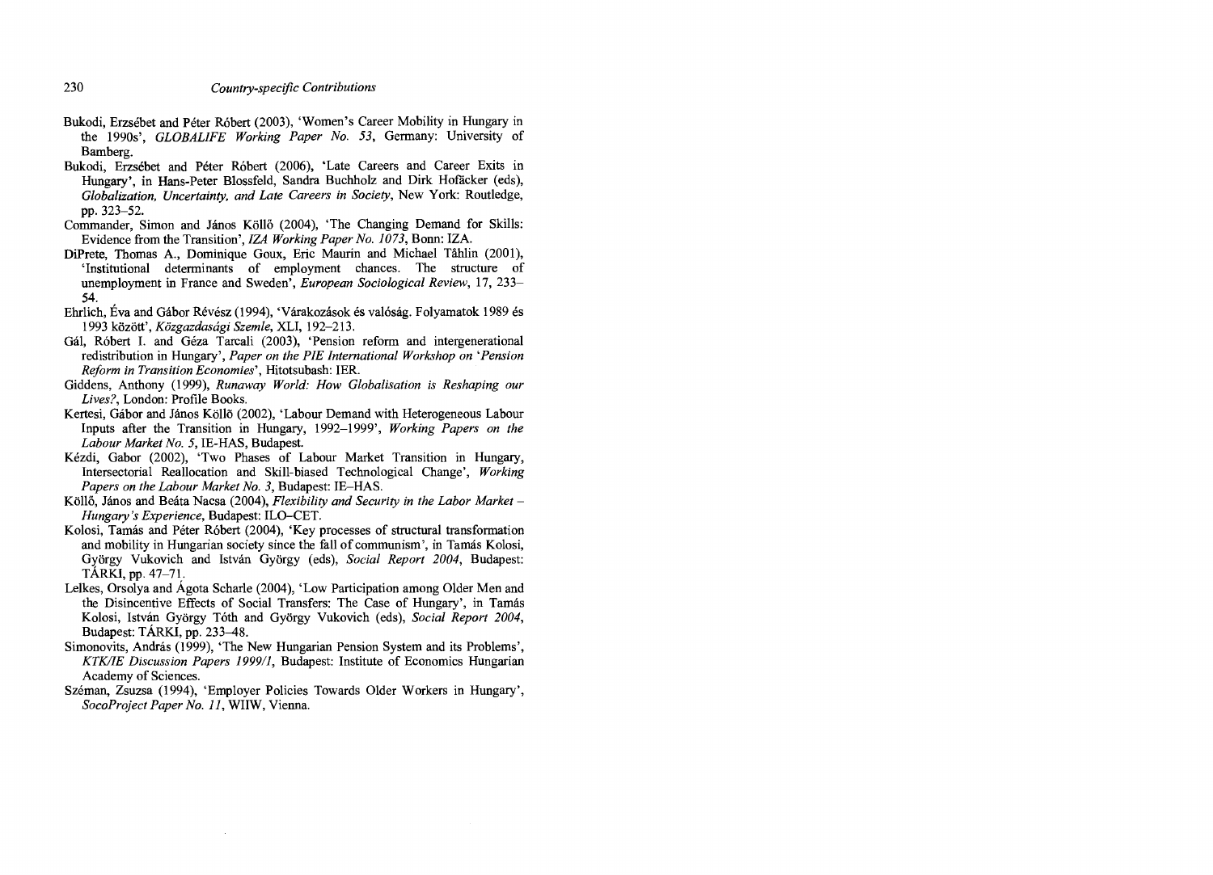Bukodi, Erzsébet and Péter Róbert (2003), 'Women's Career Mobility in Hungary in the 1990s', *GLOBALIFE Working Paper No. 53*, Germany: University of Bamberg.

Bukodi, Erzsébet and Péter Róbert (2006), 'Late Careers and Career Exits in Hungary', in Hans-Peter Blossfeld, Sandra Buchholz and Dirk Hofäcker (eds), *Globalization, Uncertainty, and Late Careers in Society*, New York: Routledge, pp. 323–52.

Commander, Simon and János Köllő (2004), 'The Changing Demand for Skills: Evidence from the Transition', *IZA Working Paper No. 1073*, Bonn: IZA.

DiPrete, Thomas A., Dominique Goux, Eric Maurin and Michael Tåhlin (2001), 'Institutional determinants of employment chances. The structure of unemployment in France and Sweden', *European Sociological Review*, 17, 233–54.

Ehrlich, Éva and Gábor Révész (1994), 'Várakozások és valóság. Folyamatok 1989 és 1993 között', *Közgazdasági Szemle*, XLI, 192–213.

Gál, Róbert I. and Géza Tarcali (2003), 'Pension reform and intergenerational redistribution in Hungary', *Paper on the PIE International Workshop on 'Pension Reform in Transition Economies'*, Hitotsubash: IER.

Giddens, Anthony (1999), *Runaway World: How Globalisation is Reshaping our Lives?*, London: Profile Books.

Kertesi, Gábor and János Köllő (2002), 'Labour Demand with Heterogeneous Labour Inputs after the Transition in Hungary, 1992–1999', *Working Papers on the Labour Market No. 5*, IE-HAS, Budapest.

Kézdi, Gabor (2002), 'Two Phases of Labour Market Transition in Hungary, Intersectorial Reallocation and Skill-biased Technological Change', *Working Papers on the Labour Market No. 3*, Budapest: IE–HAS.

Köllő, János and Beáta Nacsa (2004), *Flexibility and Security in the Labor Market – Hungary's Experience*, Budapest: ILO–CET.

Kolosi, Tamás and Péter Róbert (2004), 'Key processes of structural transformation and mobility in Hungarian society since the fall of communism', in Tamás Kolosi, György Vukovich and István György (eds), *Social Report 2004*, Budapest: TÁRKI, pp. 47–71.

Lelkes, Orsolya and Ágota Scharle (2004), 'Low Participation among Older Men and the Disincentive Effects of Social Transfers: The Case of Hungary', in Tamás Kolosi, István György Tóth and György Vukovich (eds), *Social Report 2004*, Budapest: TÁRKI, pp. 233–48.

Simonovits, András (1999), 'The New Hungarian Pension System and its Problems', *KTK/IE Discussion Papers 1999/1*, Budapest: Institute of Economics Hungarian Academy of Sciences.

Széman, Zsuzsa (1994), 'Employer Policies Towards Older Workers in Hungary', *SocoProject Paper No. 11*, WIIW, Vienna.